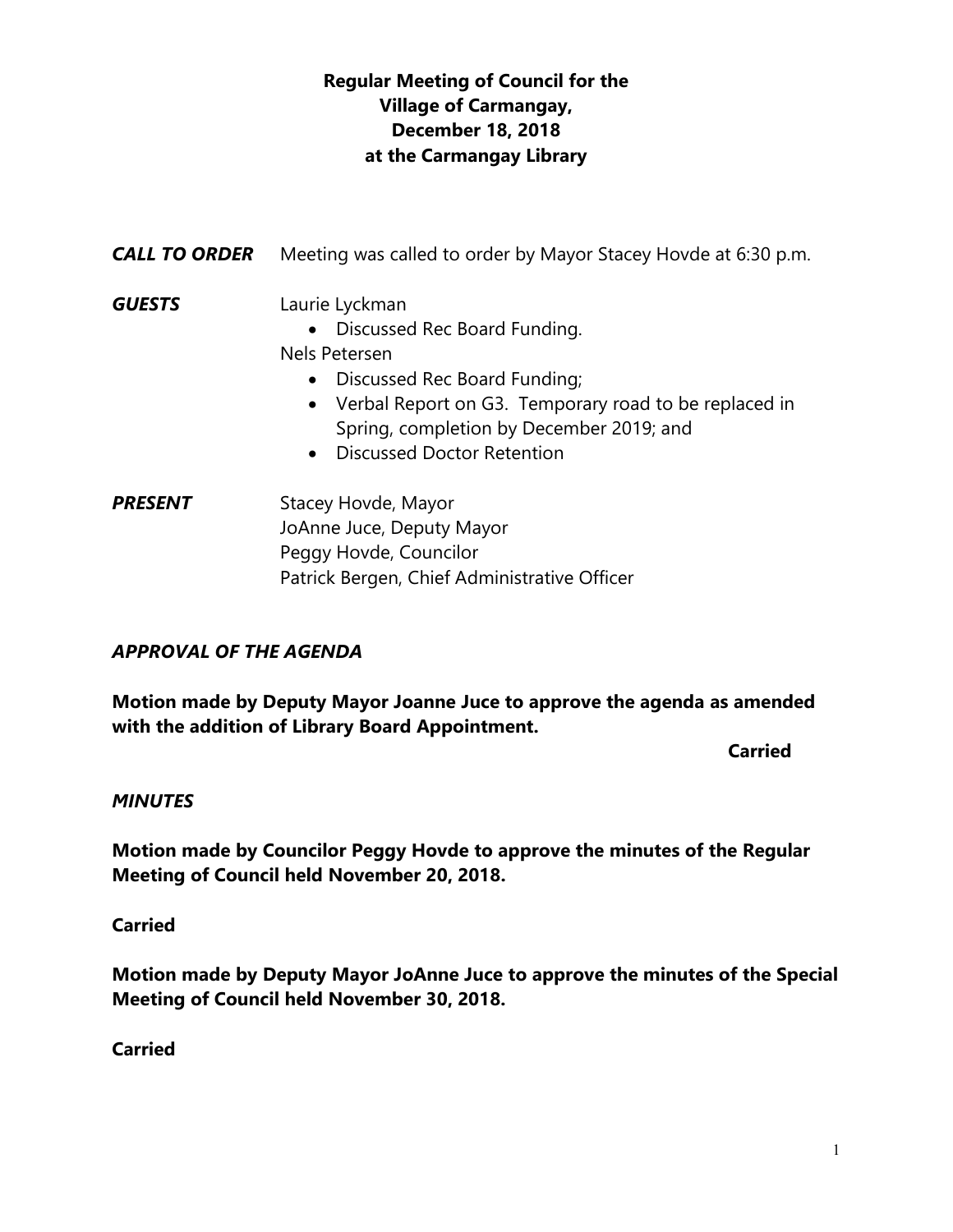# Regular Meeting of Council for the Village of Carmangay, December 18, 2018 at the Carmangay Library

***CALL TO ORDER*** Meeting was called to order by Mayor Stacey Hovde at 6:30 p.m.

***GUESTS***

Laurie Lyckman

- Discussed Rec Board Funding.

Nels Petersen

- Discussed Rec Board Funding;
- Verbal Report on G3. Temporary road to be replaced in Spring, completion by December 2019; and
- Discussed Doctor Retention

***PRESENT***

Stacey Hovde, Mayor
JoAnne Juce, Deputy Mayor
Peggy Hovde, Councilor
Patrick Bergen, Chief Administrative Officer

## *APPROVAL OF THE AGENDA*

**Motion made by Deputy Mayor Joanne Juce to approve the agenda as amended with the addition of Library Board Appointment.**

**Carried**

## *MINUTES*

**Motion made by Councilor Peggy Hovde to approve the minutes of the Regular Meeting of Council held November 20, 2018.**

**Carried**

**Motion made by Deputy Mayor JoAnne Juce to approve the minutes of the Special Meeting of Council held November 30, 2018.**

**Carried**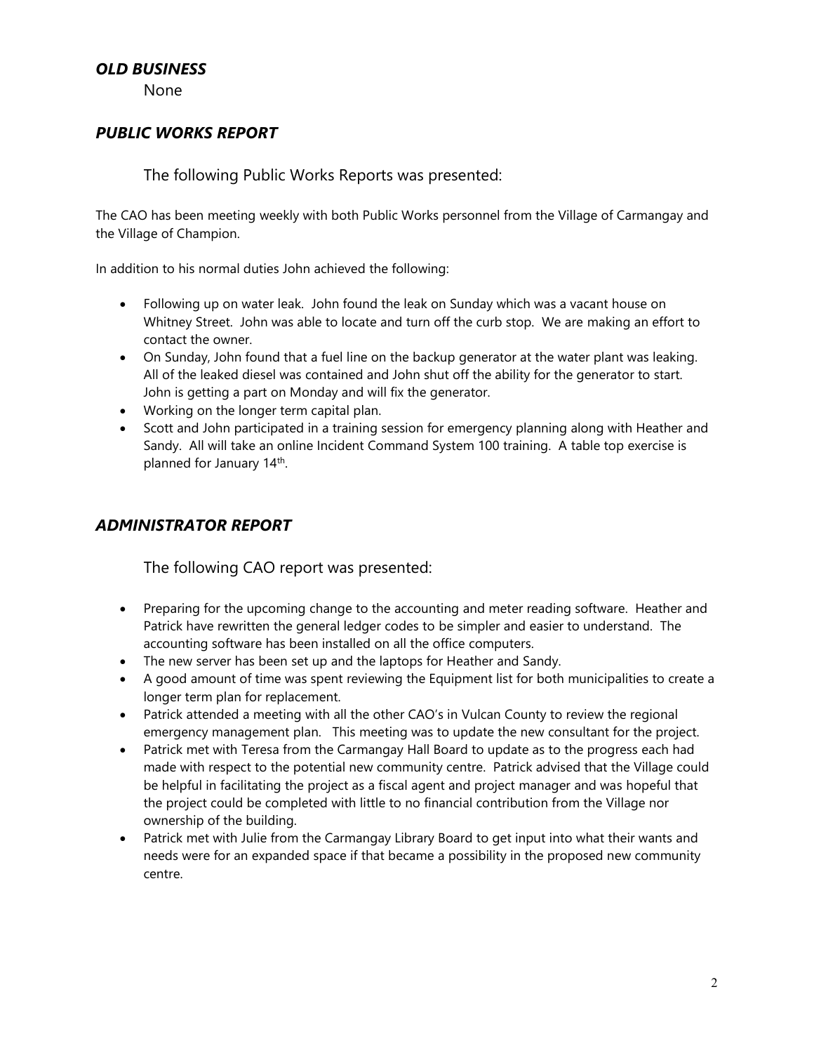## *OLD BUSINESS*

None

## *PUBLIC WORKS REPORT*

The following Public Works Reports was presented:

The CAO has been meeting weekly with both Public Works personnel from the Village of Carmangay and the Village of Champion.

In addition to his normal duties John achieved the following:

- Following up on water leak. John found the leak on Sunday which was a vacant house on Whitney Street. John was able to locate and turn off the curb stop. We are making an effort to contact the owner.
- On Sunday, John found that a fuel line on the backup generator at the water plant was leaking. All of the leaked diesel was contained and John shut off the ability for the generator to start. John is getting a part on Monday and will fix the generator.
- Working on the longer term capital plan.
- Scott and John participated in a training session for emergency planning along with Heather and Sandy. All will take an online Incident Command System 100 training. A table top exercise is planned for January 14th.

## *ADMINISTRATOR REPORT*

The following CAO report was presented:

- Preparing for the upcoming change to the accounting and meter reading software. Heather and Patrick have rewritten the general ledger codes to be simpler and easier to understand. The accounting software has been installed on all the office computers.
- The new server has been set up and the laptops for Heather and Sandy.
- A good amount of time was spent reviewing the Equipment list for both municipalities to create a longer term plan for replacement.
- Patrick attended a meeting with all the other CAO's in Vulcan County to review the regional emergency management plan. This meeting was to update the new consultant for the project.
- Patrick met with Teresa from the Carmangay Hall Board to update as to the progress each had made with respect to the potential new community centre. Patrick advised that the Village could be helpful in facilitating the project as a fiscal agent and project manager and was hopeful that the project could be completed with little to no financial contribution from the Village nor ownership of the building.
- Patrick met with Julie from the Carmangay Library Board to get input into what their wants and needs were for an expanded space if that became a possibility in the proposed new community centre.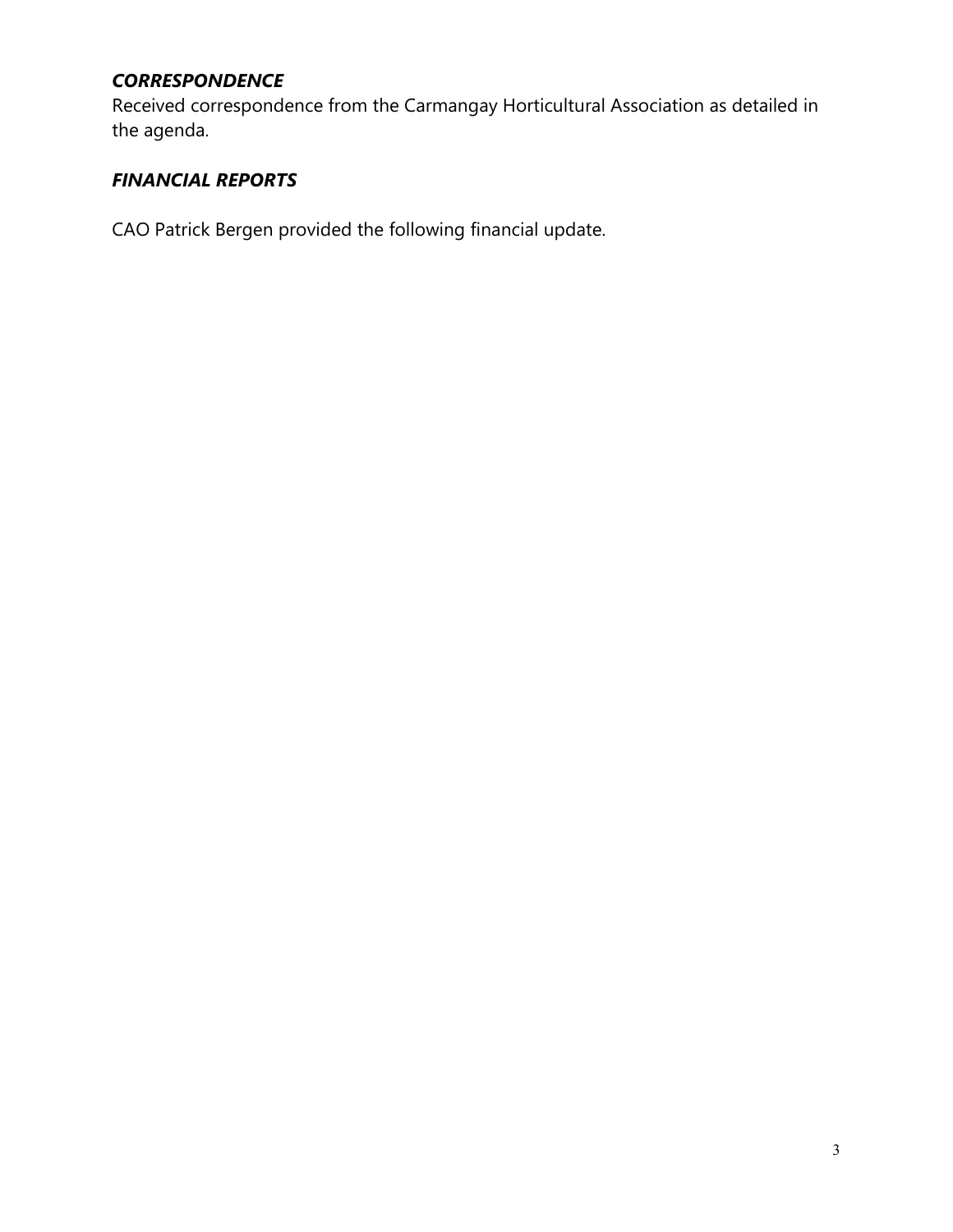### *CORRESPONDENCE*
Received correspondence from the Carmangay Horticultural Association as detailed in the agenda.

### *FINANCIAL REPORTS*

CAO Patrick Bergen provided the following financial update.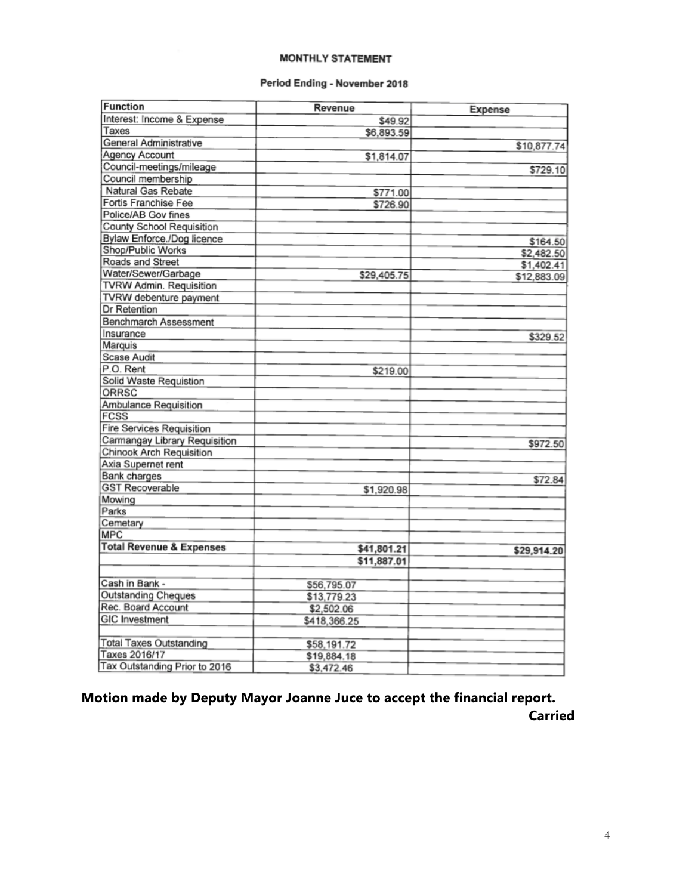**MONTHLY STATEMENT**

**Period Ending - November 2018**

| Function | Revenue | Expense |
|---|---|---|
| Interest: Income & Expense | $49.92 | |
| Taxes | $6,893.59 | |
| General Administrative | | $10,877.74 |
| Agency Account | $1,814.07 | |
| Council-meetings/mileage | | $729.10 |
| Council membership | | |
| Natural Gas Rebate | $771.00 | |
| Fortis Franchise Fee | $726.90 | |
| Police/AB Gov fines | | |
| County School Requisition | | |
| Bylaw Enforce./Dog licence | | $164.50 |
| Shop/Public Works | | $2,482.50 |
| Roads and Street | | $1,402.41 |
| Water/Sewer/Garbage | $29,405.75 | $12,883.09 |
| TVRW Admin. Requisition | | |
| TVRW debenture payment | | |
| Dr Retention | | |
| Benchmarch Assessment | | |
| Insurance | | $329.52 |
| Marquis | | |
| Scase Audit | | |
| P.O. Rent | $219.00 | |
| Solid Waste Requistion | | |
| ORRSC | | |
| Ambulance Requisition | | |
| FCSS | | |
| Fire Services Requisition | | |
| Carmangay Library Requisition | | $972.50 |
| Chinook Arch Requisition | | |
| Axia Supernet rent | | |
| Bank charges | | $72.84 |
| GST Recoverable | $1,920.98 | |
| Mowing | | |
| Parks | | |
| Cemetary | | |
| MPC | | |
| **Total Revenue & Expenses** | **$41,801.21** | **$29,914.20** |
| | **$11,887.01** | |
| | | |
| Cash in Bank - | $56,795.07 | |
| Outstanding Cheques | $13,779.23 | |
| Rec. Board Account | $2,502.06 | |
| GIC Investment | $418,366.25 | |
| | | |
| Total Taxes Outstanding | $58,191.72 | |
| Taxes 2016/17 | $19,884.18 | |
| Tax Outstanding Prior to 2016 | $3,472.46 | |

**Motion made by Deputy Mayor Joanne Juce to accept the financial report.**

**Carried**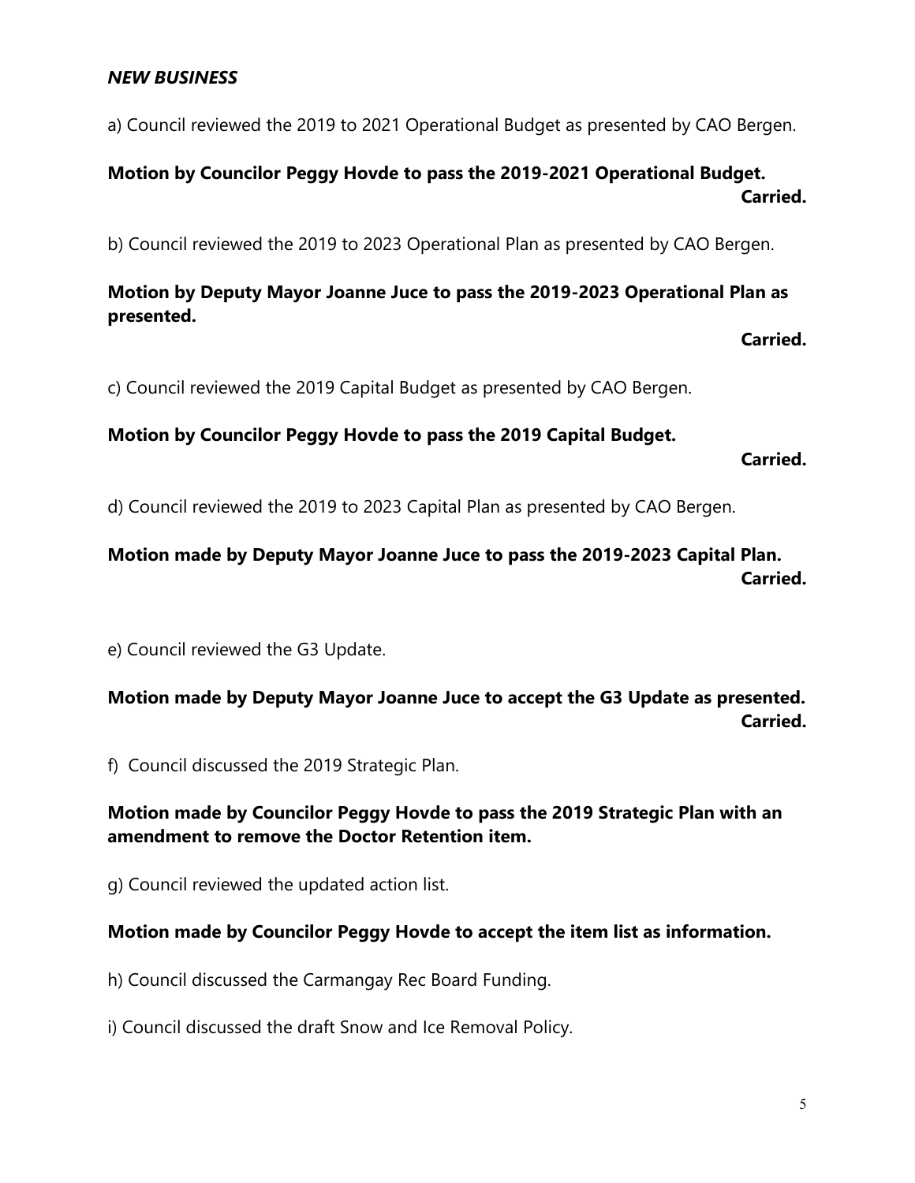***NEW BUSINESS***

a) Council reviewed the 2019 to 2021 Operational Budget as presented by CAO Bergen.

**Motion by Councilor Peggy Hovde to pass the 2019-2021 Operational Budget.**
**Carried.**

b) Council reviewed the 2019 to 2023 Operational Plan as presented by CAO Bergen.

**Motion by Deputy Mayor Joanne Juce to pass the 2019-2023 Operational Plan as presented.**
**Carried.**

c) Council reviewed the 2019 Capital Budget as presented by CAO Bergen.

**Motion by Councilor Peggy Hovde to pass the 2019 Capital Budget.**
**Carried.**

d) Council reviewed the 2019 to 2023 Capital Plan as presented by CAO Bergen.

**Motion made by Deputy Mayor Joanne Juce to pass the 2019-2023 Capital Plan.**
**Carried.**

e) Council reviewed the G3 Update.

**Motion made by Deputy Mayor Joanne Juce to accept the G3 Update as presented.**
**Carried.**

f) Council discussed the 2019 Strategic Plan.

**Motion made by Councilor Peggy Hovde to pass the 2019 Strategic Plan with an amendment to remove the Doctor Retention item.**

g) Council reviewed the updated action list.

**Motion made by Councilor Peggy Hovde to accept the item list as information.**

h) Council discussed the Carmangay Rec Board Funding.

i) Council discussed the draft Snow and Ice Removal Policy.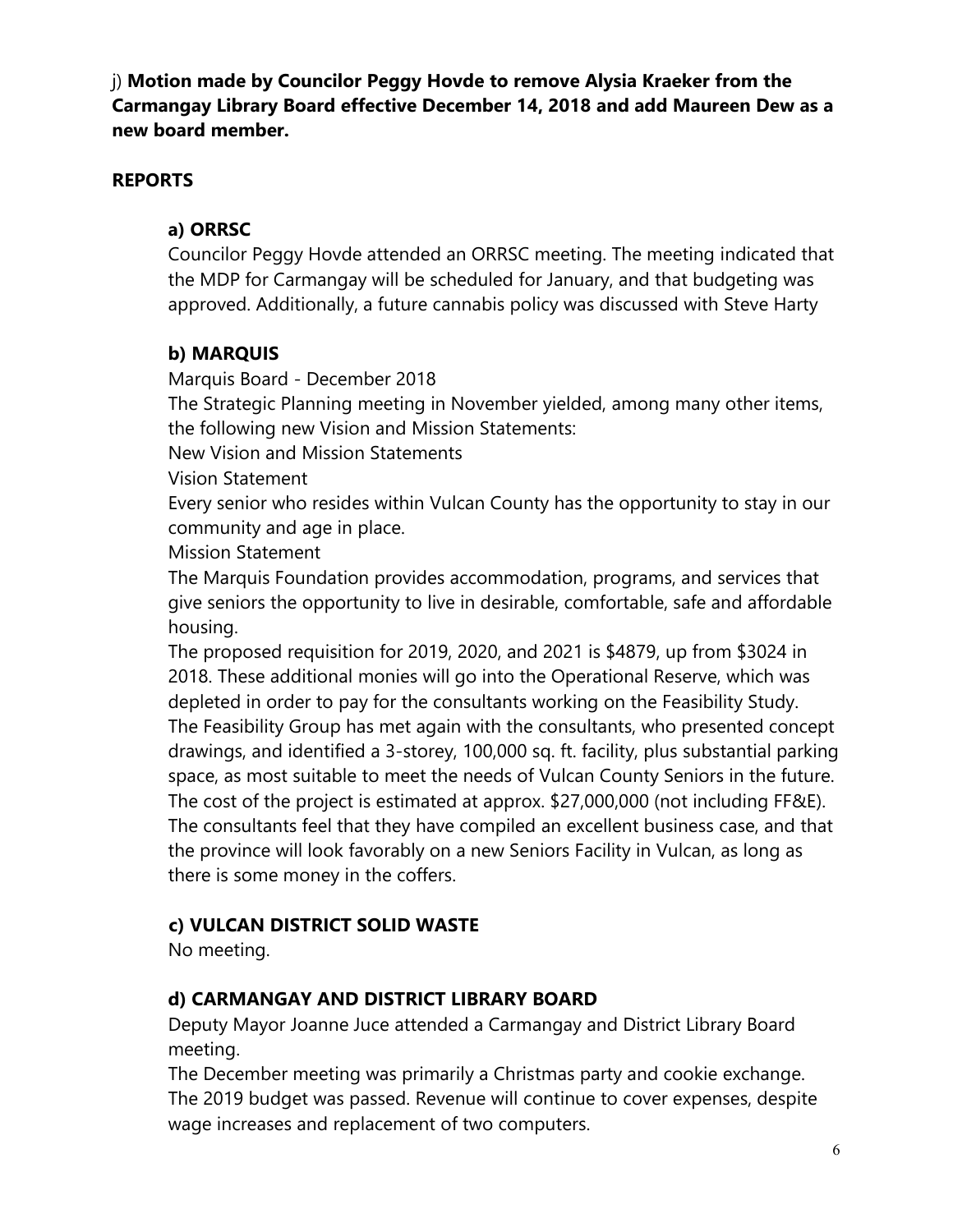j) **Motion made by Councilor Peggy Hovde to remove Alysia Kraeker from the Carmangay Library Board effective December 14, 2018 and add Maureen Dew as a new board member.**

**REPORTS**

### a) ORRSC

Councilor Peggy Hovde attended an ORRSC meeting. The meeting indicated that the MDP for Carmangay will be scheduled for January, and that budgeting was approved. Additionally, a future cannabis policy was discussed with Steve Harty

### b) MARQUIS

Marquis Board - December 2018

The Strategic Planning meeting in November yielded, among many other items, the following new Vision and Mission Statements:

New Vision and Mission Statements

Vision Statement

Every senior who resides within Vulcan County has the opportunity to stay in our community and age in place.

Mission Statement

The Marquis Foundation provides accommodation, programs, and services that give seniors the opportunity to live in desirable, comfortable, safe and affordable housing.

The proposed requisition for 2019, 2020, and 2021 is $4879, up from $3024 in 2018. These additional monies will go into the Operational Reserve, which was depleted in order to pay for the consultants working on the Feasibility Study.

The Feasibility Group has met again with the consultants, who presented concept drawings, and identified a 3-storey, 100,000 sq. ft. facility, plus substantial parking space, as most suitable to meet the needs of Vulcan County Seniors in the future. The cost of the project is estimated at approx. $27,000,000 (not including FF&E). The consultants feel that they have compiled an excellent business case, and that the province will look favorably on a new Seniors Facility in Vulcan, as long as there is some money in the coffers.

### c) VULCAN DISTRICT SOLID WASTE

No meeting.

### d) CARMANGAY AND DISTRICT LIBRARY BOARD

Deputy Mayor Joanne Juce attended a Carmangay and District Library Board meeting.

The December meeting was primarily a Christmas party and cookie exchange. The 2019 budget was passed. Revenue will continue to cover expenses, despite wage increases and replacement of two computers.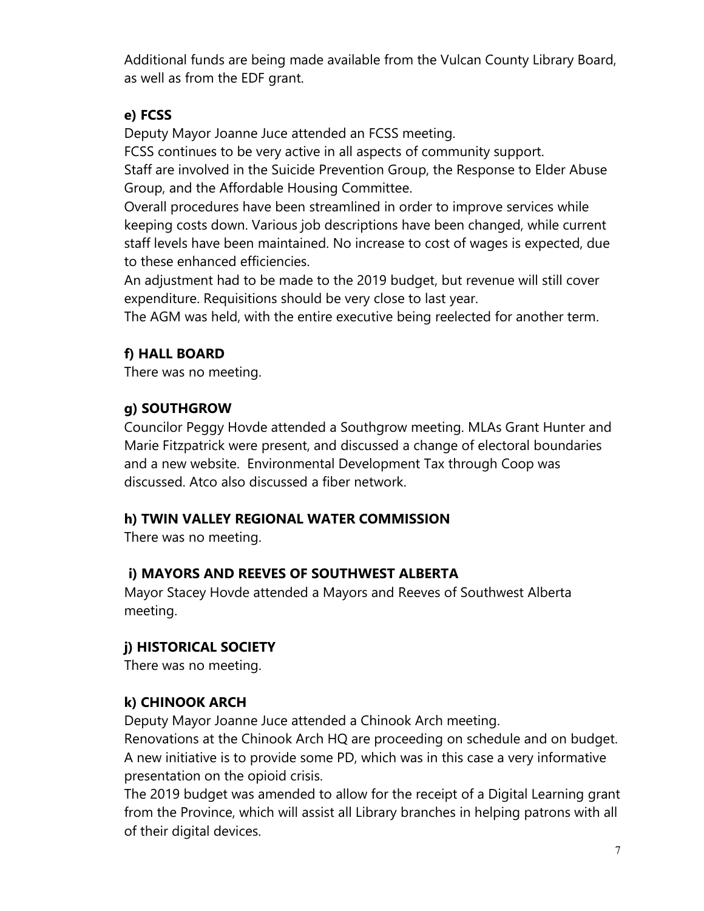Additional funds are being made available from the Vulcan County Library Board, as well as from the EDF grant.

### e) FCSS

Deputy Mayor Joanne Juce attended an FCSS meeting.

FCSS continues to be very active in all aspects of community support.

Staff are involved in the Suicide Prevention Group, the Response to Elder Abuse Group, and the Affordable Housing Committee.

Overall procedures have been streamlined in order to improve services while keeping costs down. Various job descriptions have been changed, while current staff levels have been maintained. No increase to cost of wages is expected, due to these enhanced efficiencies.

An adjustment had to be made to the 2019 budget, but revenue will still cover expenditure. Requisitions should be very close to last year.

The AGM was held, with the entire executive being reelected for another term.

### f) HALL BOARD

There was no meeting.

### g) SOUTHGROW

Councilor Peggy Hovde attended a Southgrow meeting. MLAs Grant Hunter and Marie Fitzpatrick were present, and discussed a change of electoral boundaries and a new website. Environmental Development Tax through Coop was discussed. Atco also discussed a fiber network.

### h) TWIN VALLEY REGIONAL WATER COMMISSION

There was no meeting.

### i) MAYORS AND REEVES OF SOUTHWEST ALBERTA

Mayor Stacey Hovde attended a Mayors and Reeves of Southwest Alberta meeting.

### j) HISTORICAL SOCIETY

There was no meeting.

### k) CHINOOK ARCH

Deputy Mayor Joanne Juce attended a Chinook Arch meeting.

Renovations at the Chinook Arch HQ are proceeding on schedule and on budget. A new initiative is to provide some PD, which was in this case a very informative presentation on the opioid crisis.

The 2019 budget was amended to allow for the receipt of a Digital Learning grant from the Province, which will assist all Library branches in helping patrons with all of their digital devices.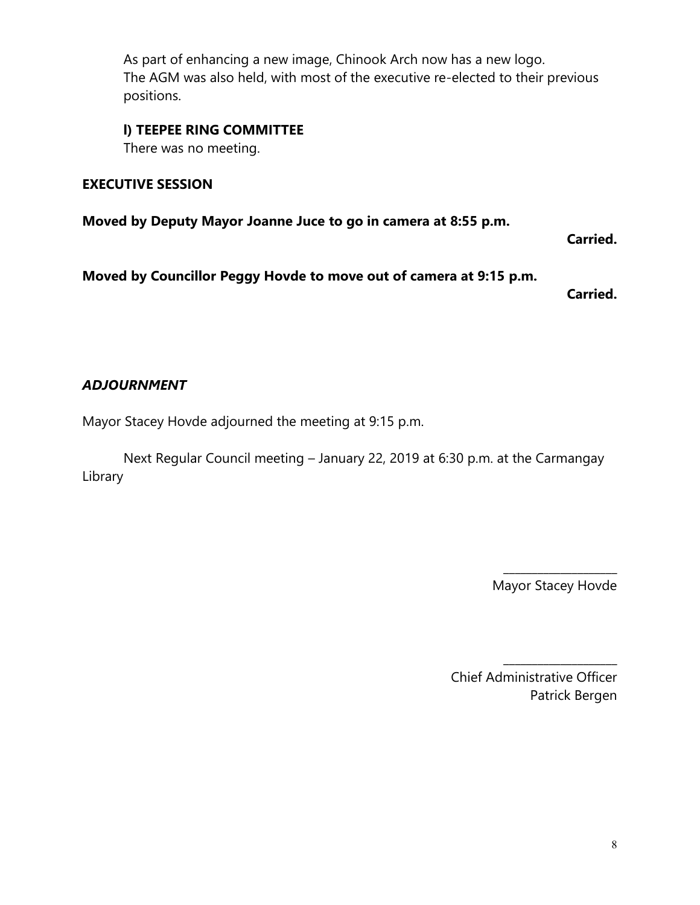As part of enhancing a new image, Chinook Arch now has a new logo.
The AGM was also held, with most of the executive re-elected to their previous positions.

**l) TEEPEE RING COMMITTEE**

There was no meeting.

**EXECUTIVE SESSION**

**Moved by Deputy Mayor Joanne Juce to go in camera at 8:55 p.m.**

**Carried.**

**Moved by Councillor Peggy Hovde to move out of camera at 9:15 p.m.**

**Carried.**

***ADJOURNMENT***

Mayor Stacey Hovde adjourned the meeting at 9:15 p.m.

Next Regular Council meeting – January 22, 2019 at 6:30 p.m. at the Carmangay Library

\_\_\_\_\_\_\_\_\_\_\_\_\_\_\_\_\_\_\_
Mayor Stacey Hovde

\_\_\_\_\_\_\_\_\_\_\_\_\_\_\_\_\_\_\_
Chief Administrative Officer
Patrick Bergen